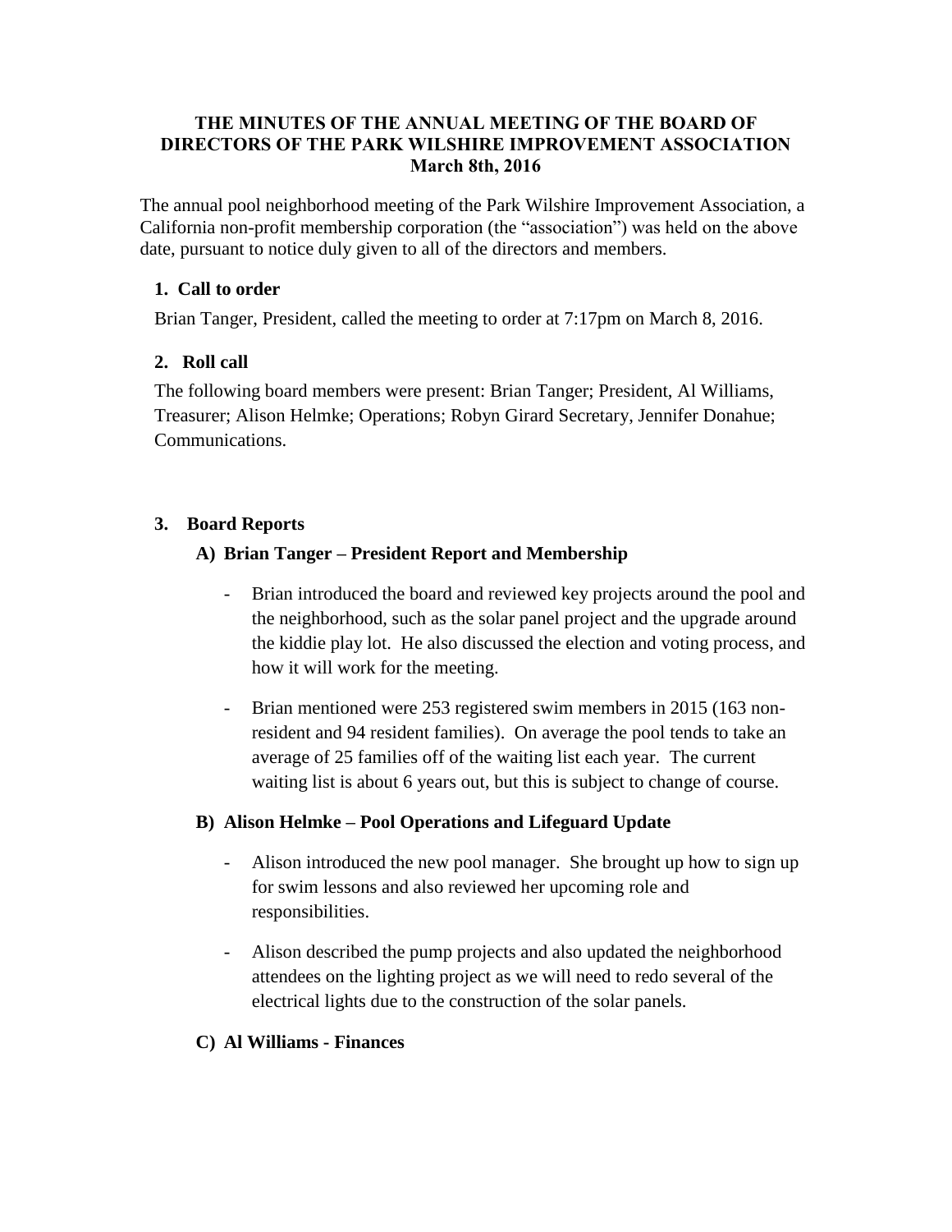**THE MINUTES OF THE ANNUAL MEETING OF THE BOARD OF DIRECTORS OF THE PARK WILSHIRE IMPROVEMENT ASSOCIATION**
**March 8th, 2016**

The annual pool neighborhood meeting of the Park Wilshire Improvement Association, a California non-profit membership corporation (the "association") was held on the above date, pursuant to notice duly given to all of the directors and members.

### 1. Call to order

Brian Tanger, President, called the meeting to order at 7:17pm on March 8, 2016.

### 2. Roll call

The following board members were present: Brian Tanger; President, Al Williams, Treasurer; Alison Helmke; Operations; Robyn Girard Secretary, Jennifer Donahue; Communications.

### 3. Board Reports

#### A) Brian Tanger – President Report and Membership

- Brian introduced the board and reviewed key projects around the pool and the neighborhood, such as the solar panel project and the upgrade around the kiddie play lot. He also discussed the election and voting process, and how it will work for the meeting.
- Brian mentioned were 253 registered swim members in 2015 (163 non-resident and 94 resident families). On average the pool tends to take an average of 25 families off of the waiting list each year. The current waiting list is about 6 years out, but this is subject to change of course.

#### B) Alison Helmke – Pool Operations and Lifeguard Update

- Alison introduced the new pool manager. She brought up how to sign up for swim lessons and also reviewed her upcoming role and responsibilities.
- Alison described the pump projects and also updated the neighborhood attendees on the lighting project as we will need to redo several of the electrical lights due to the construction of the solar panels.

#### C) Al Williams - Finances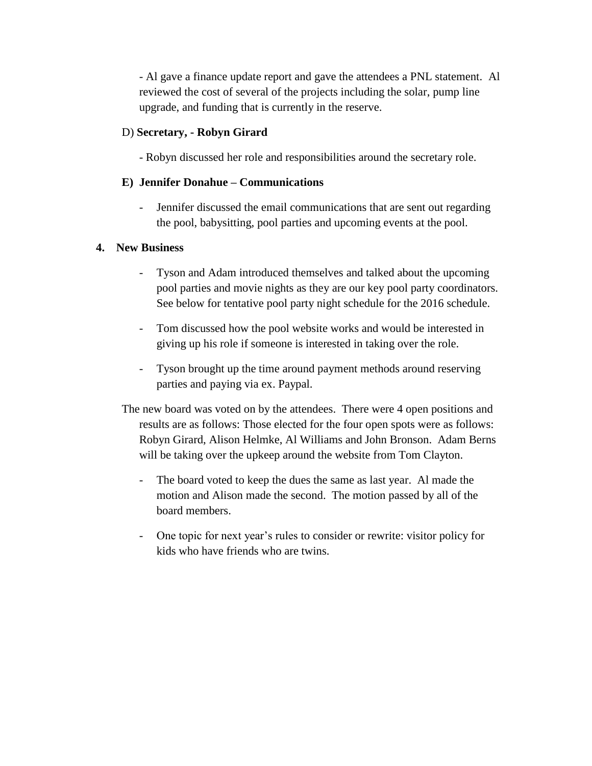- Al gave a finance update report and gave the attendees a PNL statement. Al reviewed the cost of several of the projects including the solar, pump line upgrade, and funding that is currently in the reserve.

D) **Secretary, - Robyn Girard**

- Robyn discussed her role and responsibilities around the secretary role.

**E) Jennifer Donahue – Communications**

- Jennifer discussed the email communications that are sent out regarding the pool, babysitting, pool parties and upcoming events at the pool.

**4. New Business**

- Tyson and Adam introduced themselves and talked about the upcoming pool parties and movie nights as they are our key pool party coordinators. See below for tentative pool party night schedule for the 2016 schedule.
- Tom discussed how the pool website works and would be interested in giving up his role if someone is interested in taking over the role.
- Tyson brought up the time around payment methods around reserving parties and paying via ex. Paypal.

The new board was voted on by the attendees. There were 4 open positions and results are as follows: Those elected for the four open spots were as follows: Robyn Girard, Alison Helmke, Al Williams and John Bronson. Adam Berns will be taking over the upkeep around the website from Tom Clayton.

- The board voted to keep the dues the same as last year. Al made the motion and Alison made the second. The motion passed by all of the board members.
- One topic for next year's rules to consider or rewrite: visitor policy for kids who have friends who are twins.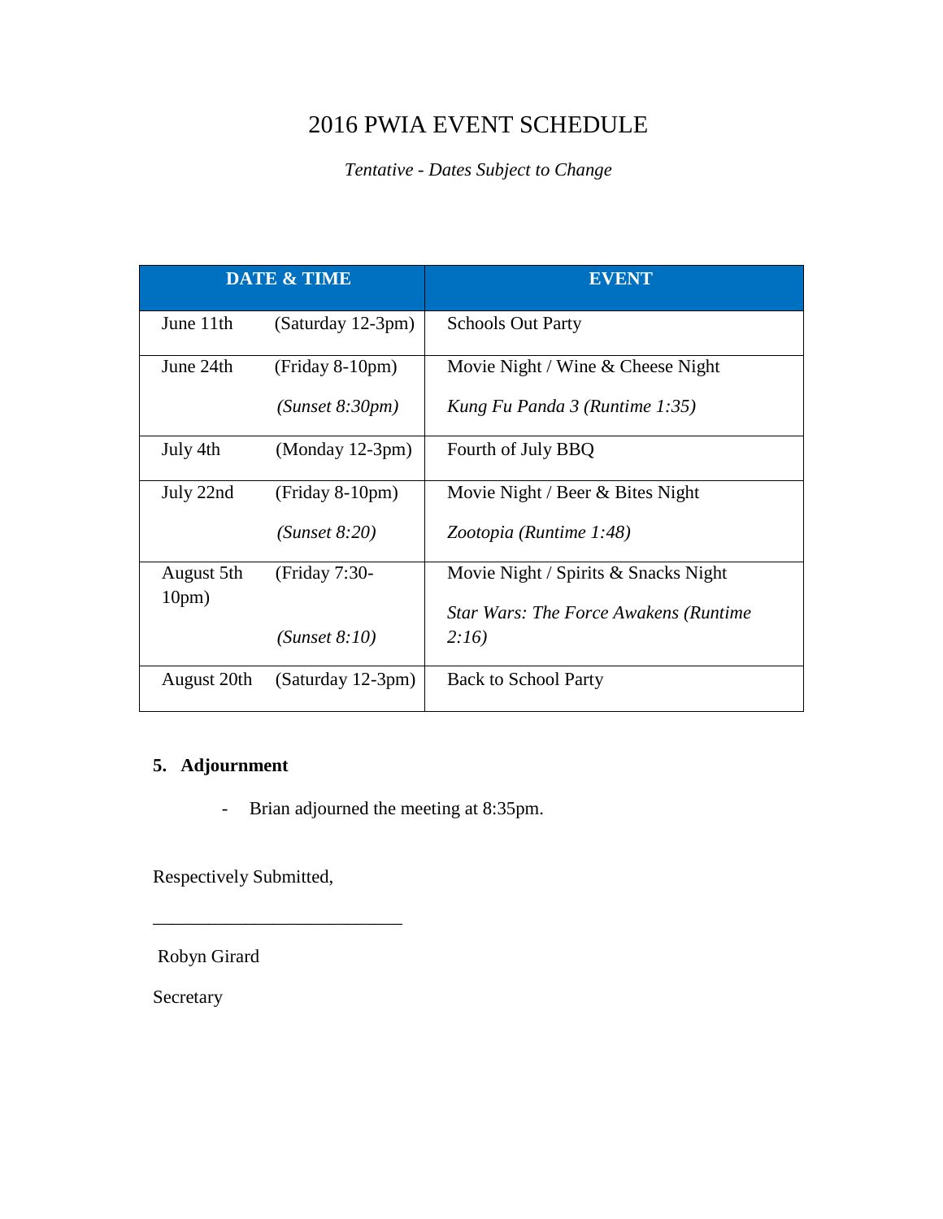# 2016 PWIA EVENT SCHEDULE

*Tentative - Dates Subject to Change*

| DATE & TIME | | EVENT |
| --- | --- | --- |
| June 11th | (Saturday 12-3pm) | Schools Out Party |
| June 24th | (Friday 8-10pm)<br>*(Sunset 8:30pm)* | Movie Night / Wine & Cheese Night<br>*Kung Fu Panda 3 (Runtime 1:35)* |
| July 4th | (Monday 12-3pm) | Fourth of July BBQ |
| July 22nd | (Friday 8-10pm)<br>*(Sunset 8:20)* | Movie Night / Beer & Bites Night<br>*Zootopia (Runtime 1:48)* |
| August 5th | (Friday 7:30-10pm)<br>*(Sunset 8:10)* | Movie Night / Spirits & Snacks Night<br>*Star Wars: The Force Awakens (Runtime 2:16)* |
| August 20th | (Saturday 12-3pm) | Back to School Party |

**5. Adjournment**

- Brian adjourned the meeting at 8:35pm.

Respectively Submitted,

___________________________

Robyn Girard

Secretary